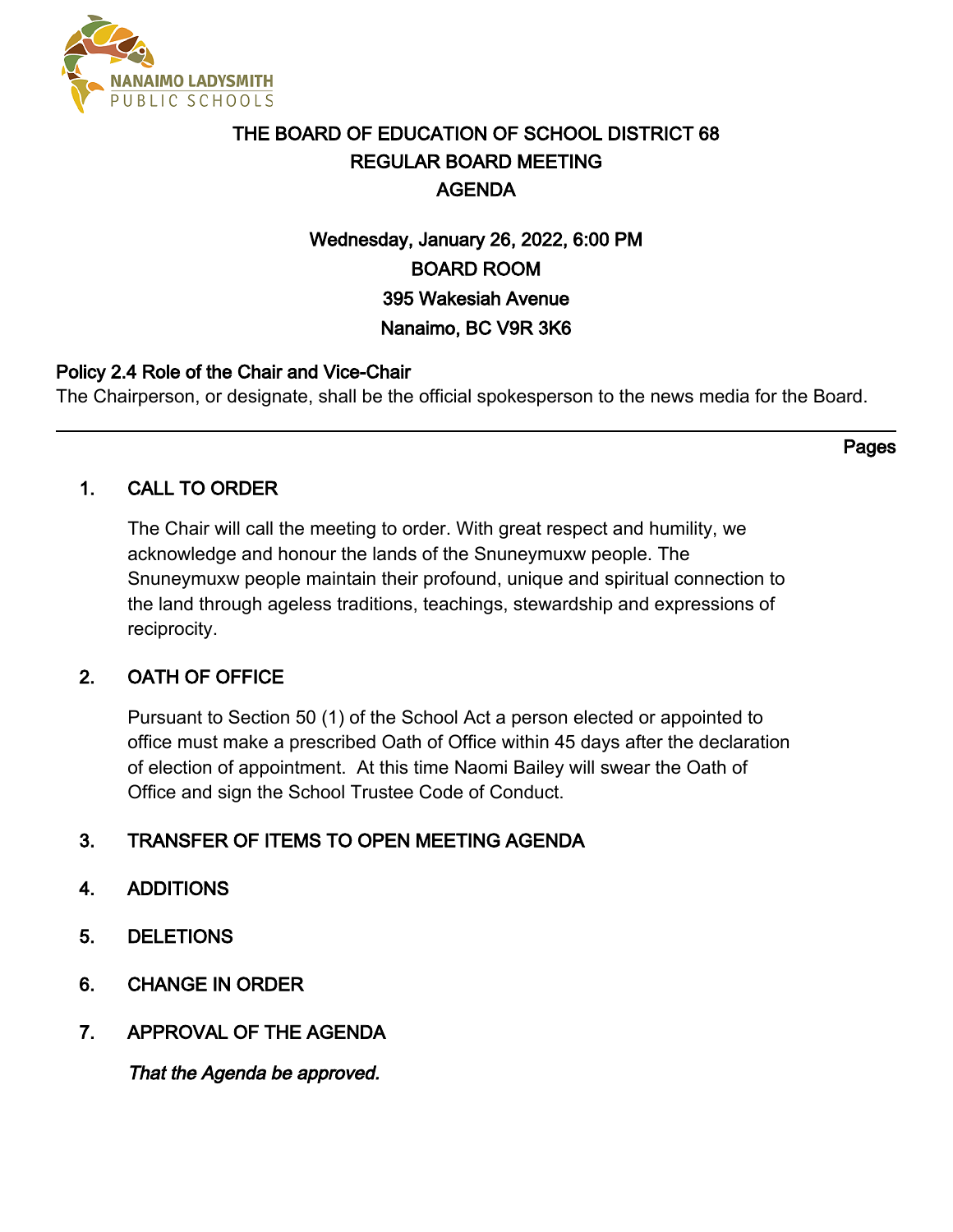NANAIMO LADYSMITH PUBLIC SCHOOLS

# THE BOARD OF EDUCATION OF SCHOOL DISTRICT 68
# REGULAR BOARD MEETING
# AGENDA

**Wednesday, January 26, 2022, 6:00 PM**
**BOARD ROOM**
**395 Wakesiah Avenue**
**Nanaimo, BC V9R 3K6**

**Policy 2.4 Role of the Chair and Vice-Chair**
The Chairperson, or designate, shall be the official spokesperson to the news media for the Board.

---

**Pages**

## 1. CALL TO ORDER

The Chair will call the meeting to order. With great respect and humility, we acknowledge and honour the lands of the Snuneymuxw people. The Snuneymuxw people maintain their profound, unique and spiritual connection to the land through ageless traditions, teachings, stewardship and expressions of reciprocity.

## 2. OATH OF OFFICE

Pursuant to Section 50 (1) of the School Act a person elected or appointed to office must make a prescribed Oath of Office within 45 days after the declaration of election of appointment. At this time Naomi Bailey will swear the Oath of Office and sign the School Trustee Code of Conduct.

## 3. TRANSFER OF ITEMS TO OPEN MEETING AGENDA

## 4. ADDITIONS

## 5. DELETIONS

## 6. CHANGE IN ORDER

## 7. APPROVAL OF THE AGENDA

*That the Agenda be approved.*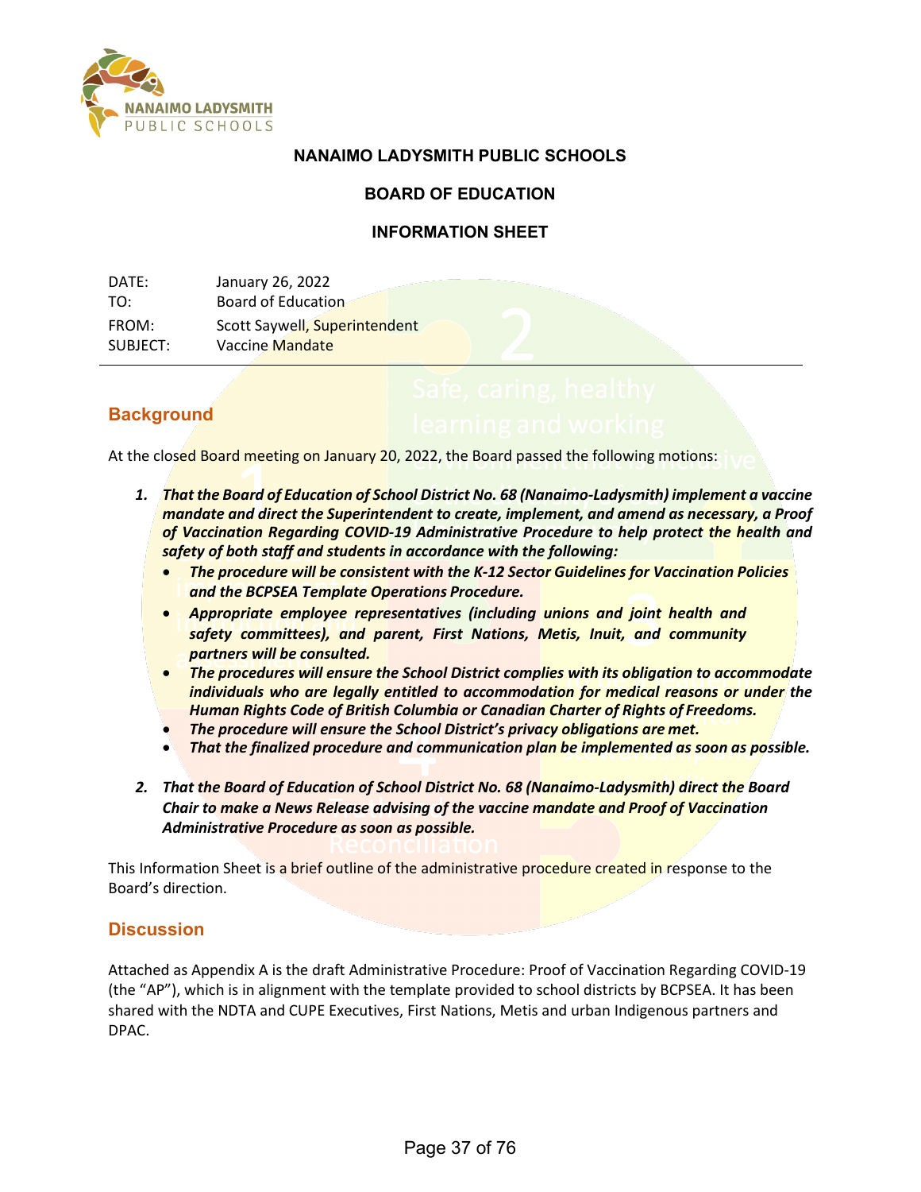**NANAIMO LADYSMITH PUBLIC SCHOOLS**

**BOARD OF EDUCATION**

**INFORMATION SHEET**

| | |
|---|---|
| DATE: | January 26, 2022 |
| TO: | Board of Education |
| FROM: | Scott Saywell, Superintendent |
| SUBJECT: | Vaccine Mandate |

## Background

At the closed Board meeting on January 20, 2022, the Board passed the following motions:

1. ***That the Board of Education of School District No. 68 (Nanaimo-Ladysmith) implement a vaccine mandate and direct the Superintendent to create, implement, and amend as necessary, a Proof of Vaccination Regarding COVID-19 Administrative Procedure to help protect the health and safety of both staff and students in accordance with the following:***
   - ***The procedure will be consistent with the K-12 Sector Guidelines for Vaccination Policies and the BCPSEA Template Operations Procedure.***
   - ***Appropriate employee representatives (including unions and joint health and safety committees), and parent, First Nations, Metis, Inuit, and community partners will be consulted.***
   - ***The procedures will ensure the School District complies with its obligation to accommodate individuals who are legally entitled to accommodation for medical reasons or under the Human Rights Code of British Columbia or Canadian Charter of Rights of Freedoms.***
   - ***The procedure will ensure the School District's privacy obligations are met.***
   - ***That the finalized procedure and communication plan be implemented as soon as possible.***

2. ***That the Board of Education of School District No. 68 (Nanaimo-Ladysmith) direct the Board Chair to make a News Release advising of the vaccine mandate and Proof of Vaccination Administrative Procedure as soon as possible.***

This Information Sheet is a brief outline of the administrative procedure created in response to the Board's direction.

## Discussion

Attached as Appendix A is the draft Administrative Procedure: Proof of Vaccination Regarding COVID-19 (the "AP"), which is in alignment with the template provided to school districts by BCPSEA. It has been shared with the NDTA and CUPE Executives, First Nations, Metis and urban Indigenous partners and DPAC.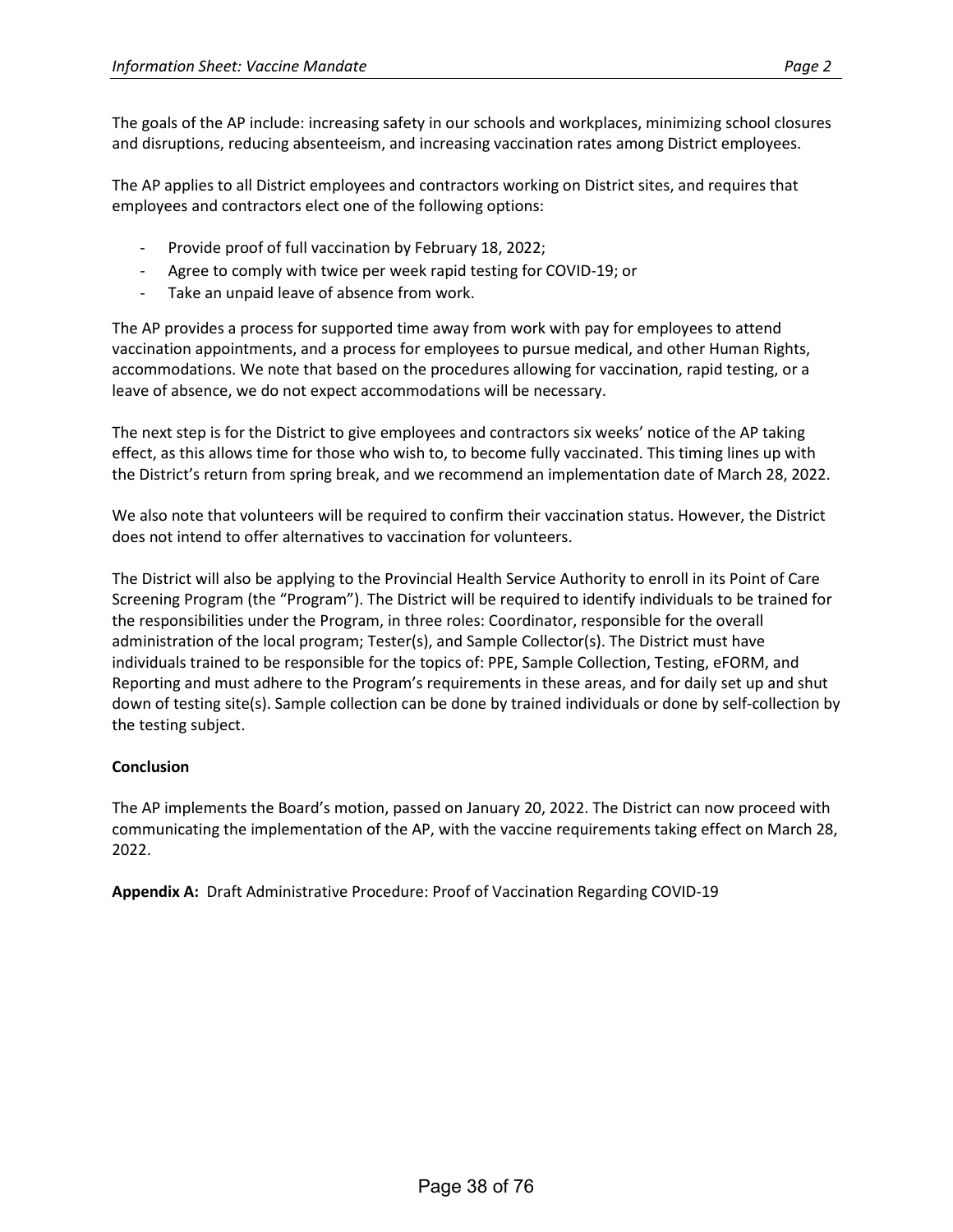The goals of the AP include: increasing safety in our schools and workplaces, minimizing school closures and disruptions, reducing absenteeism, and increasing vaccination rates among District employees.

The AP applies to all District employees and contractors working on District sites, and requires that employees and contractors elect one of the following options:

- Provide proof of full vaccination by February 18, 2022;
- Agree to comply with twice per week rapid testing for COVID-19; or
- Take an unpaid leave of absence from work.

The AP provides a process for supported time away from work with pay for employees to attend vaccination appointments, and a process for employees to pursue medical, and other Human Rights, accommodations. We note that based on the procedures allowing for vaccination, rapid testing, or a leave of absence, we do not expect accommodations will be necessary.

The next step is for the District to give employees and contractors six weeks' notice of the AP taking effect, as this allows time for those who wish to, to become fully vaccinated. This timing lines up with the District's return from spring break, and we recommend an implementation date of March 28, 2022.

We also note that volunteers will be required to confirm their vaccination status. However, the District does not intend to offer alternatives to vaccination for volunteers.

The District will also be applying to the Provincial Health Service Authority to enroll in its Point of Care Screening Program (the "Program"). The District will be required to identify individuals to be trained for the responsibilities under the Program, in three roles: Coordinator, responsible for the overall administration of the local program; Tester(s), and Sample Collector(s). The District must have individuals trained to be responsible for the topics of: PPE, Sample Collection, Testing, eFORM, and Reporting and must adhere to the Program's requirements in these areas, and for daily set up and shut down of testing site(s). Sample collection can be done by trained individuals or done by self-collection by the testing subject.

**Conclusion**

The AP implements the Board's motion, passed on January 20, 2022. The District can now proceed with communicating the implementation of the AP, with the vaccine requirements taking effect on March 28, 2022.

**Appendix A:** Draft Administrative Procedure: Proof of Vaccination Regarding COVID-19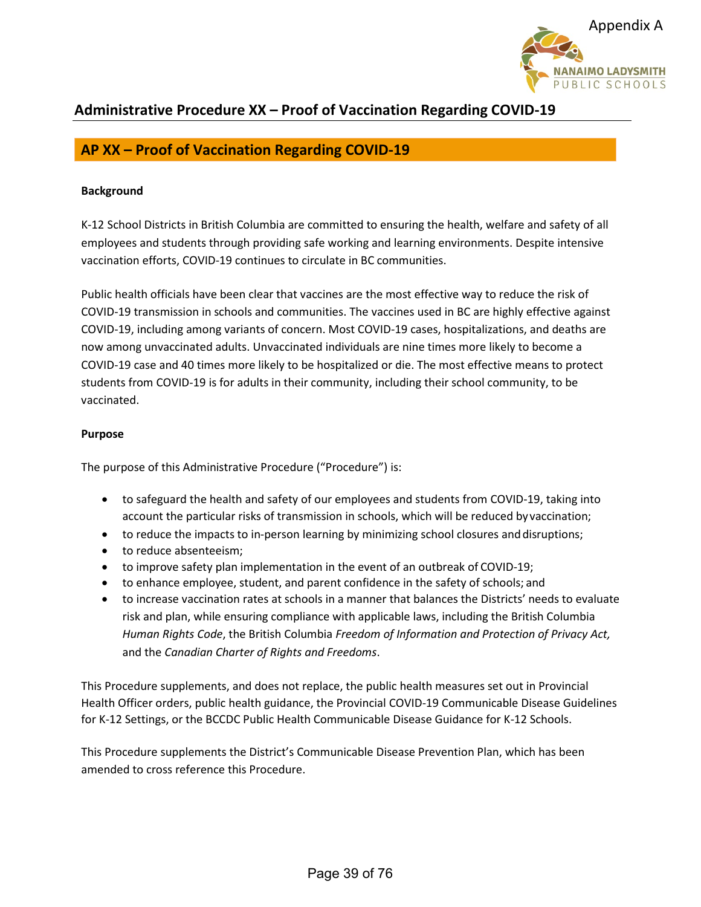Appendix A

NANAIMO LADYSMITH PUBLIC SCHOOLS

# Administrative Procedure XX – Proof of Vaccination Regarding COVID-19

## AP XX – Proof of Vaccination Regarding COVID-19

**Background**

K-12 School Districts in British Columbia are committed to ensuring the health, welfare and safety of all employees and students through providing safe working and learning environments. Despite intensive vaccination efforts, COVID-19 continues to circulate in BC communities.

Public health officials have been clear that vaccines are the most effective way to reduce the risk of COVID-19 transmission in schools and communities. The vaccines used in BC are highly effective against COVID-19, including among variants of concern. Most COVID-19 cases, hospitalizations, and deaths are now among unvaccinated adults. Unvaccinated individuals are nine times more likely to become a COVID-19 case and 40 times more likely to be hospitalized or die. The most effective means to protect students from COVID-19 is for adults in their community, including their school community, to be vaccinated.

**Purpose**

The purpose of this Administrative Procedure ("Procedure") is:

- to safeguard the health and safety of our employees and students from COVID-19, taking into account the particular risks of transmission in schools, which will be reduced by vaccination;
- to reduce the impacts to in-person learning by minimizing school closures and disruptions;
- to reduce absenteeism;
- to improve safety plan implementation in the event of an outbreak of COVID-19;
- to enhance employee, student, and parent confidence in the safety of schools; and
- to increase vaccination rates at schools in a manner that balances the Districts' needs to evaluate risk and plan, while ensuring compliance with applicable laws, including the British Columbia *Human Rights Code*, the British Columbia *Freedom of Information and Protection of Privacy Act,* and the *Canadian Charter of Rights and Freedoms*.

This Procedure supplements, and does not replace, the public health measures set out in Provincial Health Officer orders, public health guidance, the Provincial COVID-19 Communicable Disease Guidelines for K-12 Settings, or the BCCDC Public Health Communicable Disease Guidance for K-12 Schools.

This Procedure supplements the District's Communicable Disease Prevention Plan, which has been amended to cross reference this Procedure.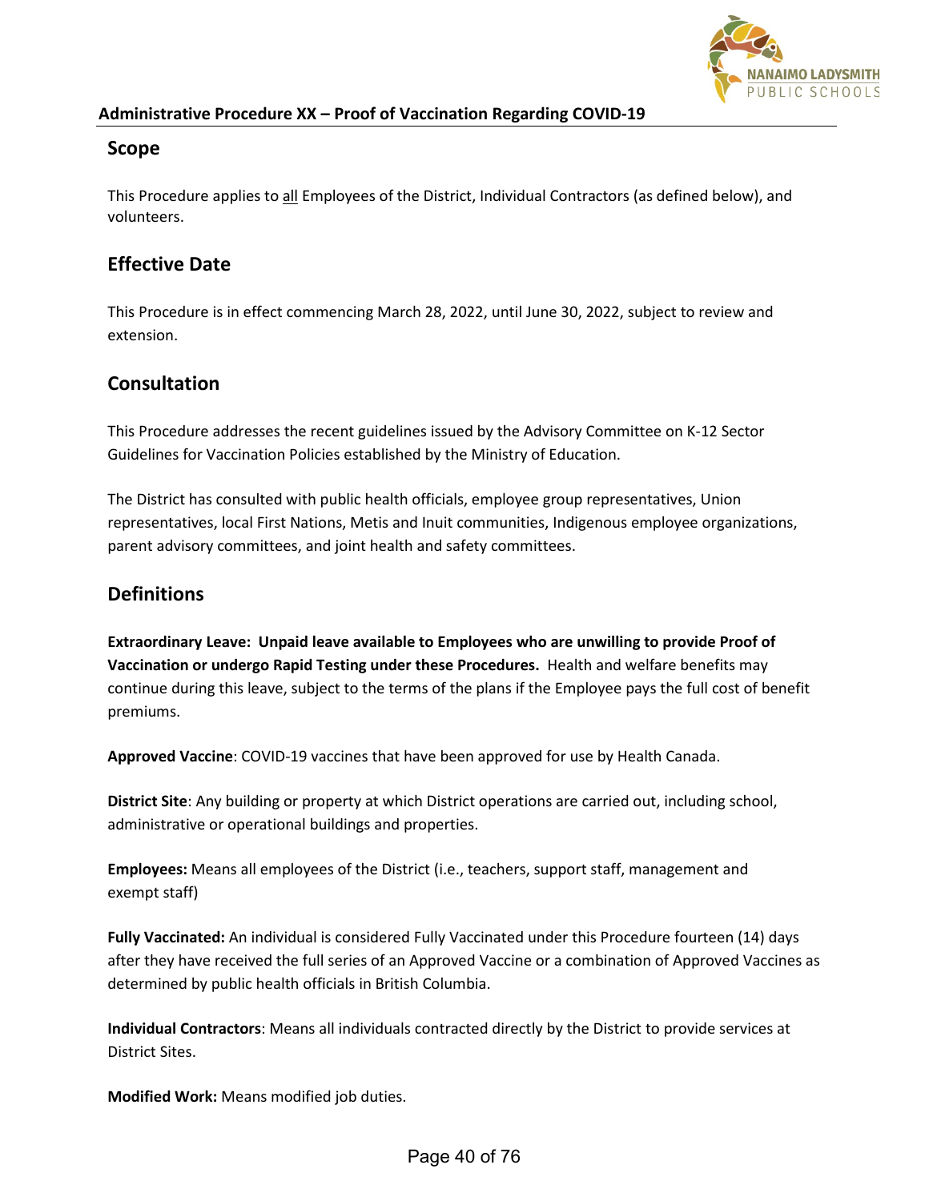**Administrative Procedure XX – Proof of Vaccination Regarding COVID-19**

## Scope

This Procedure applies to all Employees of the District, Individual Contractors (as defined below), and volunteers.

## Effective Date

This Procedure is in effect commencing March 28, 2022, until June 30, 2022, subject to review and extension.

## Consultation

This Procedure addresses the recent guidelines issued by the Advisory Committee on K-12 Sector Guidelines for Vaccination Policies established by the Ministry of Education.

The District has consulted with public health officials, employee group representatives, Union representatives, local First Nations, Metis and Inuit communities, Indigenous employee organizations, parent advisory committees, and joint health and safety committees.

## Definitions

**Extraordinary Leave: Unpaid leave available to Employees who are unwilling to provide Proof of Vaccination or undergo Rapid Testing under these Procedures.** Health and welfare benefits may continue during this leave, subject to the terms of the plans if the Employee pays the full cost of benefit premiums.

**Approved Vaccine**: COVID-19 vaccines that have been approved for use by Health Canada.

**District Site**: Any building or property at which District operations are carried out, including school, administrative or operational buildings and properties.

**Employees:** Means all employees of the District (i.e., teachers, support staff, management and exempt staff)

**Fully Vaccinated:** An individual is considered Fully Vaccinated under this Procedure fourteen (14) days after they have received the full series of an Approved Vaccine or a combination of Approved Vaccines as determined by public health officials in British Columbia.

**Individual Contractors**: Means all individuals contracted directly by the District to provide services at District Sites.

**Modified Work:** Means modified job duties.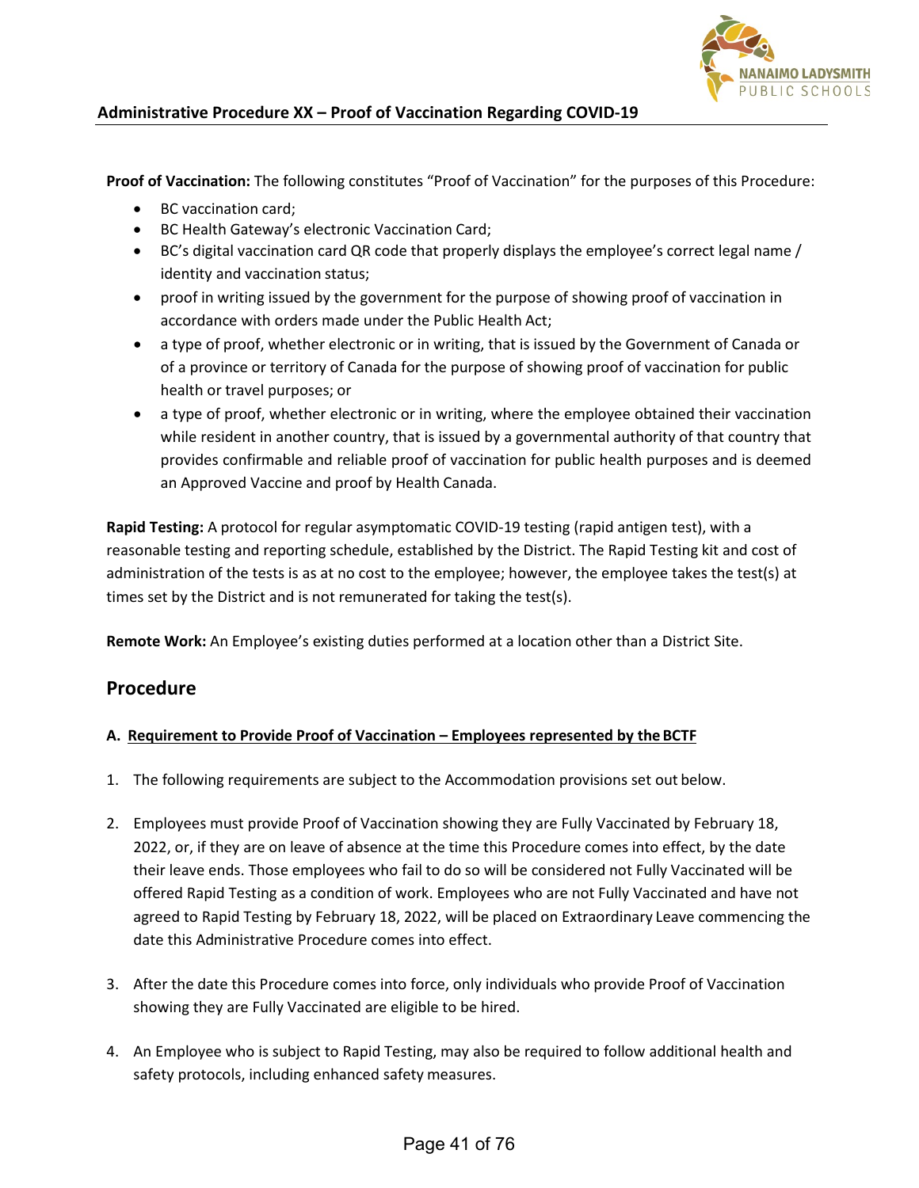**Proof of Vaccination:** The following constitutes "Proof of Vaccination" for the purposes of this Procedure:

- BC vaccination card;
- BC Health Gateway's electronic Vaccination Card;
- BC's digital vaccination card QR code that properly displays the employee's correct legal name / identity and vaccination status;
- proof in writing issued by the government for the purpose of showing proof of vaccination in accordance with orders made under the Public Health Act;
- a type of proof, whether electronic or in writing, that is issued by the Government of Canada or of a province or territory of Canada for the purpose of showing proof of vaccination for public health or travel purposes; or
- a type of proof, whether electronic or in writing, where the employee obtained their vaccination while resident in another country, that is issued by a governmental authority of that country that provides confirmable and reliable proof of vaccination for public health purposes and is deemed an Approved Vaccine and proof by Health Canada.

**Rapid Testing:** A protocol for regular asymptomatic COVID-19 testing (rapid antigen test), with a reasonable testing and reporting schedule, established by the District. The Rapid Testing kit and cost of administration of the tests is as at no cost to the employee; however, the employee takes the test(s) at times set by the District and is not remunerated for taking the test(s).

**Remote Work:** An Employee's existing duties performed at a location other than a District Site.

## Procedure

### A. Requirement to Provide Proof of Vaccination – Employees represented by the BCTF

1. The following requirements are subject to the Accommodation provisions set out below.

2. Employees must provide Proof of Vaccination showing they are Fully Vaccinated by February 18, 2022, or, if they are on leave of absence at the time this Procedure comes into effect, by the date their leave ends. Those employees who fail to do so will be considered not Fully Vaccinated will be offered Rapid Testing as a condition of work. Employees who are not Fully Vaccinated and have not agreed to Rapid Testing by February 18, 2022, will be placed on Extraordinary Leave commencing the date this Administrative Procedure comes into effect.

3. After the date this Procedure comes into force, only individuals who provide Proof of Vaccination showing they are Fully Vaccinated are eligible to be hired.

4. An Employee who is subject to Rapid Testing, may also be required to follow additional health and safety protocols, including enhanced safety measures.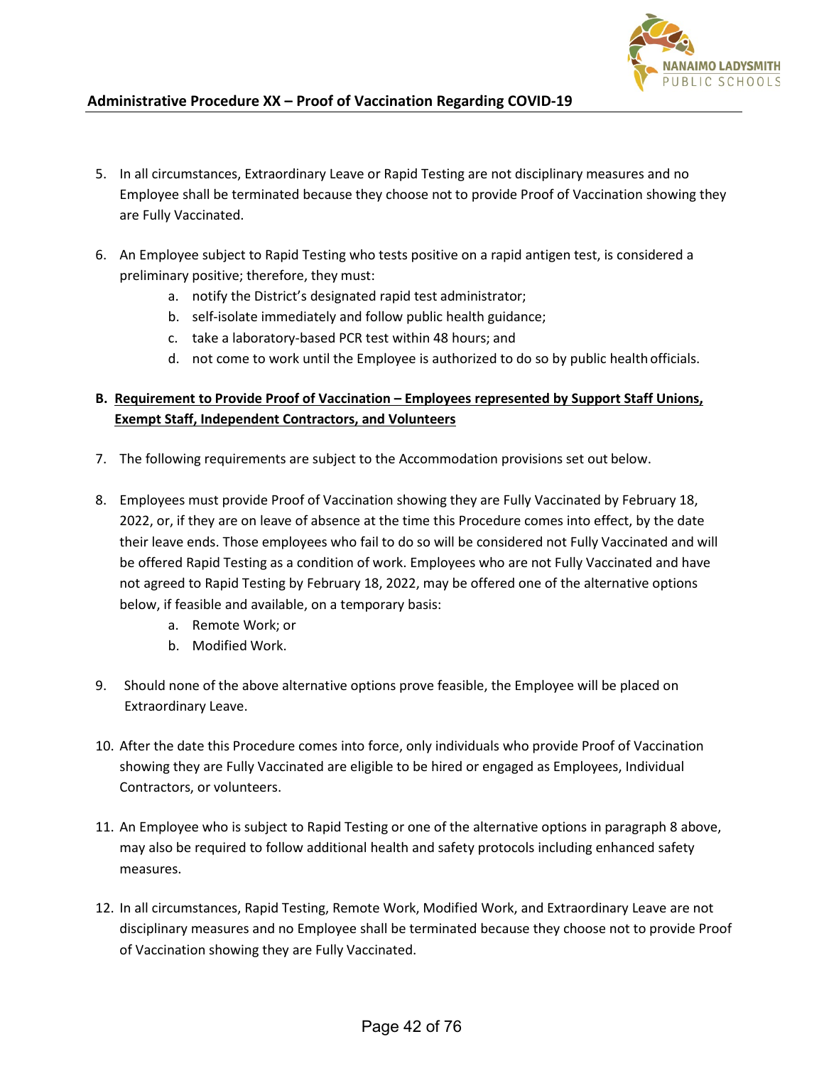5. In all circumstances, Extraordinary Leave or Rapid Testing are not disciplinary measures and no Employee shall be terminated because they choose not to provide Proof of Vaccination showing they are Fully Vaccinated.

6. An Employee subject to Rapid Testing who tests positive on a rapid antigen test, is considered a preliminary positive; therefore, they must:
   a. notify the District's designated rapid test administrator;
   b. self-isolate immediately and follow public health guidance;
   c. take a laboratory-based PCR test within 48 hours; and
   d. not come to work until the Employee is authorized to do so by public health officials.

**B. <u>Requirement to Provide Proof of Vaccination – Employees represented by Support Staff Unions, Exempt Staff, Independent Contractors, and Volunteers</u>**

7. The following requirements are subject to the Accommodation provisions set out below.

8. Employees must provide Proof of Vaccination showing they are Fully Vaccinated by February 18, 2022, or, if they are on leave of absence at the time this Procedure comes into effect, by the date their leave ends. Those employees who fail to do so will be considered not Fully Vaccinated and will be offered Rapid Testing as a condition of work. Employees who are not Fully Vaccinated and have not agreed to Rapid Testing by February 18, 2022, may be offered one of the alternative options below, if feasible and available, on a temporary basis:
   a. Remote Work; or
   b. Modified Work.

9. Should none of the above alternative options prove feasible, the Employee will be placed on Extraordinary Leave.

10. After the date this Procedure comes into force, only individuals who provide Proof of Vaccination showing they are Fully Vaccinated are eligible to be hired or engaged as Employees, Individual Contractors, or volunteers.

11. An Employee who is subject to Rapid Testing or one of the alternative options in paragraph 8 above, may also be required to follow additional health and safety protocols including enhanced safety measures.

12. In all circumstances, Rapid Testing, Remote Work, Modified Work, and Extraordinary Leave are not disciplinary measures and no Employee shall be terminated because they choose not to provide Proof of Vaccination showing they are Fully Vaccinated.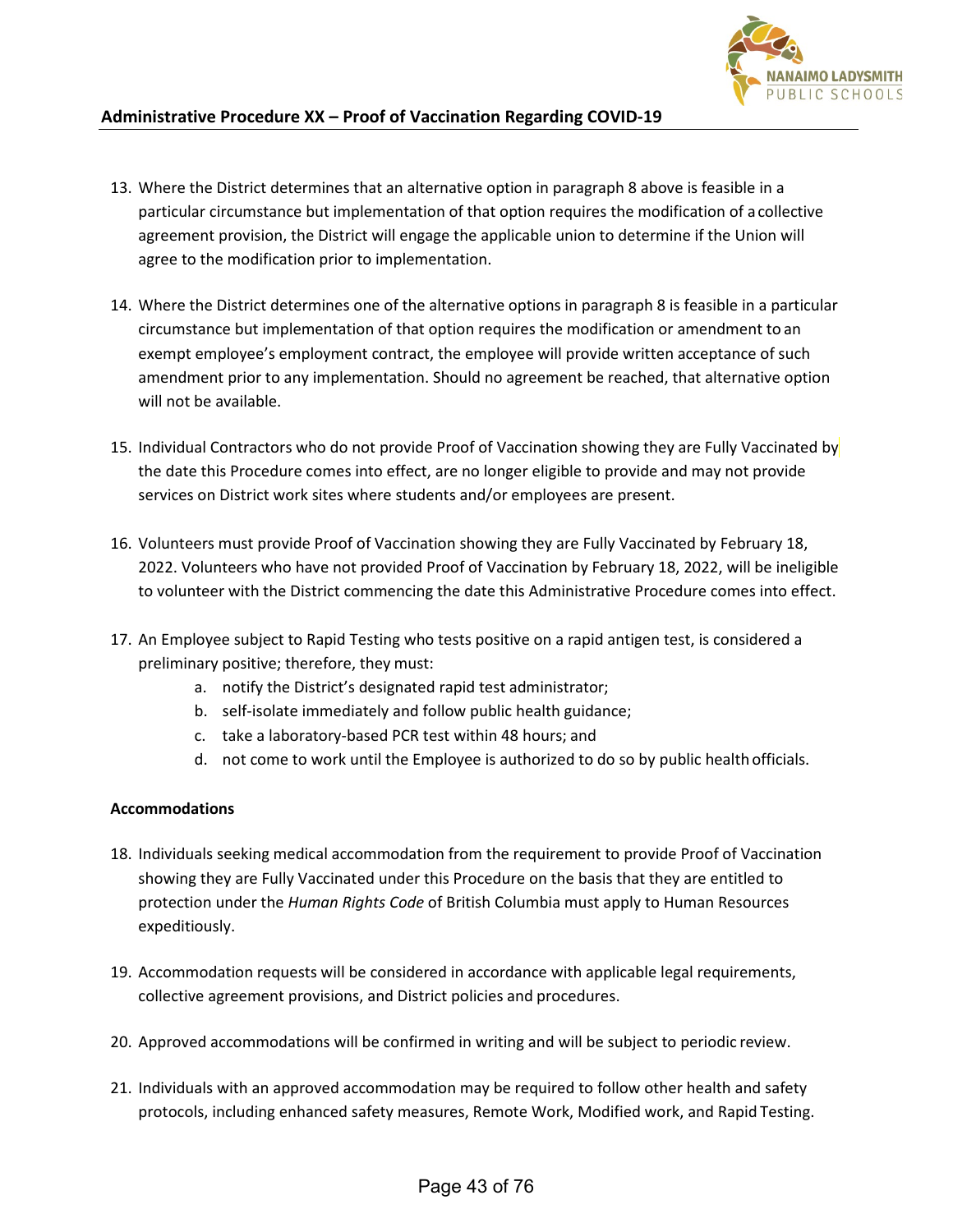13. Where the District determines that an alternative option in paragraph 8 above is feasible in a particular circumstance but implementation of that option requires the modification of a collective agreement provision, the District will engage the applicable union to determine if the Union will agree to the modification prior to implementation.

14. Where the District determines one of the alternative options in paragraph 8 is feasible in a particular circumstance but implementation of that option requires the modification or amendment to an exempt employee's employment contract, the employee will provide written acceptance of such amendment prior to any implementation. Should no agreement be reached, that alternative option will not be available.

15. Individual Contractors who do not provide Proof of Vaccination showing they are Fully Vaccinated by the date this Procedure comes into effect, are no longer eligible to provide and may not provide services on District work sites where students and/or employees are present.

16. Volunteers must provide Proof of Vaccination showing they are Fully Vaccinated by February 18, 2022. Volunteers who have not provided Proof of Vaccination by February 18, 2022, will be ineligible to volunteer with the District commencing the date this Administrative Procedure comes into effect.

17. An Employee subject to Rapid Testing who tests positive on a rapid antigen test, is considered a preliminary positive; therefore, they must:
    a. notify the District's designated rapid test administrator;
    b. self-isolate immediately and follow public health guidance;
    c. take a laboratory-based PCR test within 48 hours; and
    d. not come to work until the Employee is authorized to do so by public health officials.

**Accommodations**

18. Individuals seeking medical accommodation from the requirement to provide Proof of Vaccination showing they are Fully Vaccinated under this Procedure on the basis that they are entitled to protection under the *Human Rights Code* of British Columbia must apply to Human Resources expeditiously.

19. Accommodation requests will be considered in accordance with applicable legal requirements, collective agreement provisions, and District policies and procedures.

20. Approved accommodations will be confirmed in writing and will be subject to periodic review.

21. Individuals with an approved accommodation may be required to follow other health and safety protocols, including enhanced safety measures, Remote Work, Modified work, and Rapid Testing.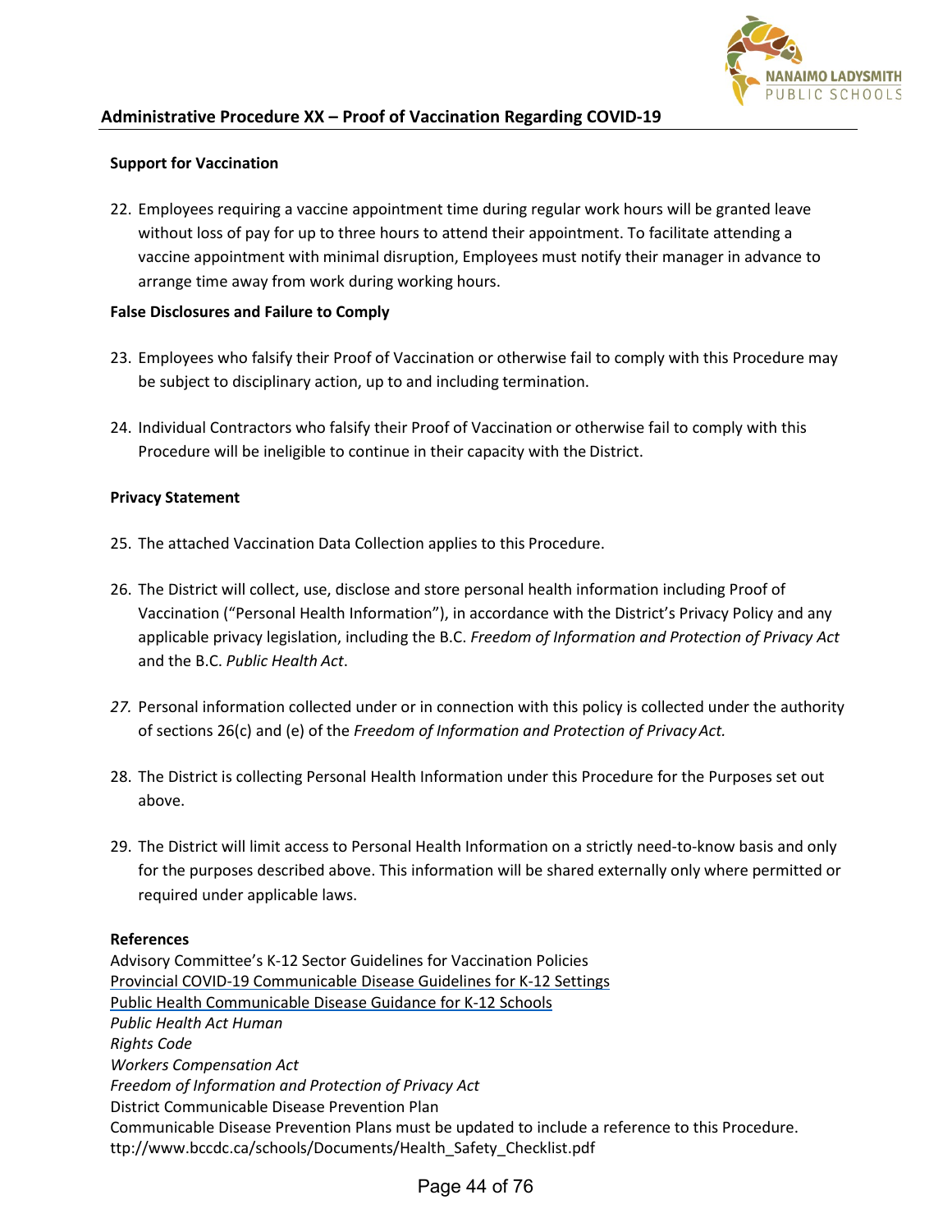## Administrative Procedure XX – Proof of Vaccination Regarding COVID-19

**Support for Vaccination**

22. Employees requiring a vaccine appointment time during regular work hours will be granted leave without loss of pay for up to three hours to attend their appointment. To facilitate attending a vaccine appointment with minimal disruption, Employees must notify their manager in advance to arrange time away from work during working hours.

**False Disclosures and Failure to Comply**

23. Employees who falsify their Proof of Vaccination or otherwise fail to comply with this Procedure may be subject to disciplinary action, up to and including termination.

24. Individual Contractors who falsify their Proof of Vaccination or otherwise fail to comply with this Procedure will be ineligible to continue in their capacity with the District.

**Privacy Statement**

25. The attached Vaccination Data Collection applies to this Procedure.

26. The District will collect, use, disclose and store personal health information including Proof of Vaccination ("Personal Health Information"), in accordance with the District's Privacy Policy and any applicable privacy legislation, including the B.C. *Freedom of Information and Protection of Privacy Act* and the B.C. *Public Health Act*.

27. Personal information collected under or in connection with this policy is collected under the authority of sections 26(c) and (e) of the *Freedom of Information and Protection of Privacy Act.*

28. The District is collecting Personal Health Information under this Procedure for the Purposes set out above.

29. The District will limit access to Personal Health Information on a strictly need-to-know basis and only for the purposes described above. This information will be shared externally only where permitted or required under applicable laws.

**References**

Advisory Committee's K-12 Sector Guidelines for Vaccination Policies
Provincial COVID-19 Communicable Disease Guidelines for K-12 Settings
Public Health Communicable Disease Guidance for K-12 Schools
*Public Health Act Human*
*Rights Code*
*Workers Compensation Act*
*Freedom of Information and Protection of Privacy Act*
District Communicable Disease Prevention Plan
Communicable Disease Prevention Plans must be updated to include a reference to this Procedure.
ttp://www.bccdc.ca/schools/Documents/Health_Safety_Checklist.pdf